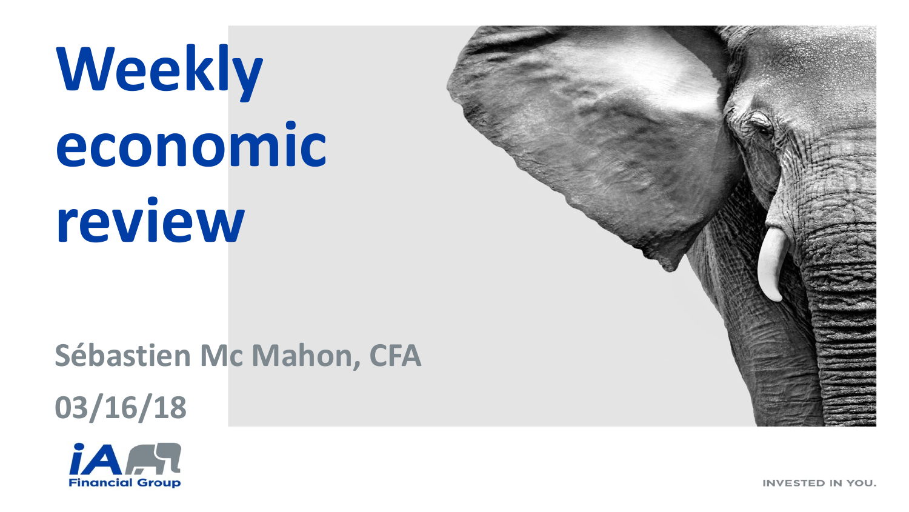# Weekly economic review

**Sébastien Mc Mahon, CFA**

**03/16/18**

iA Financial Group

INVESTED IN YOU.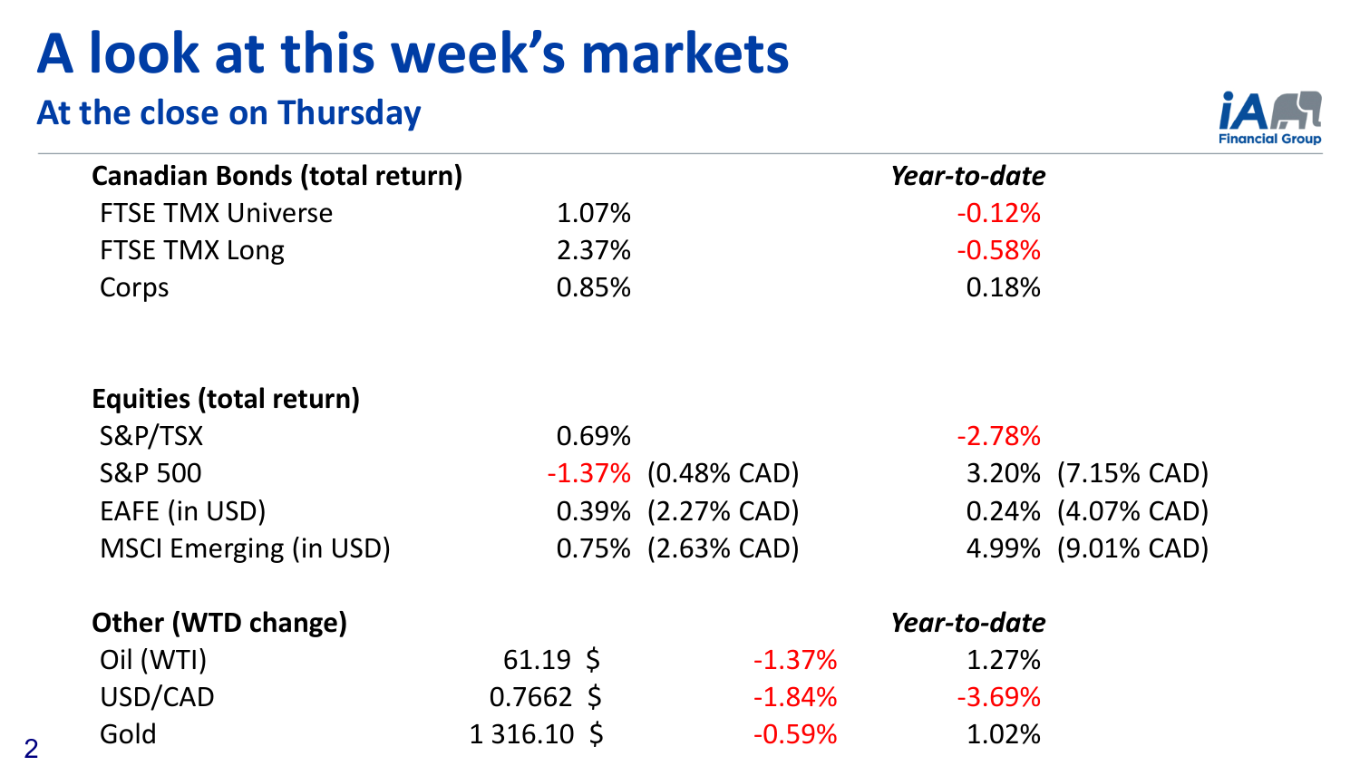# A look at this week's markets

## At the close on Thursday

| Canadian Bonds (total return) | | | *Year-to-date* | |
|---|---|---|---|---|
| FTSE TMX Universe | 1.07% | | -0.12% | |
| FTSE TMX Long | 2.37% | | -0.58% | |
| Corps | 0.85% | | 0.18% | |

| Equities (total return) | | | | |
|---|---|---|---|---|
| S&P/TSX | 0.69% | | -2.78% | |
| S&P 500 | -1.37% | (0.48% CAD) | 3.20% | (7.15% CAD) |
| EAFE (in USD) | 0.39% | (2.27% CAD) | 0.24% | (4.07% CAD) |
| MSCI Emerging (in USD) | 0.75% | (2.63% CAD) | 4.99% | (9.01% CAD) |

| Other (WTD change) | | | *Year-to-date* |
|---|---|---|---|
| Oil (WTI) | 61.19 $ | -1.37% | 1.27% |
| USD/CAD | 0.7662 $ | -1.84% | -3.69% |
| Gold | 1 316.10 $ | -0.59% | 1.02% |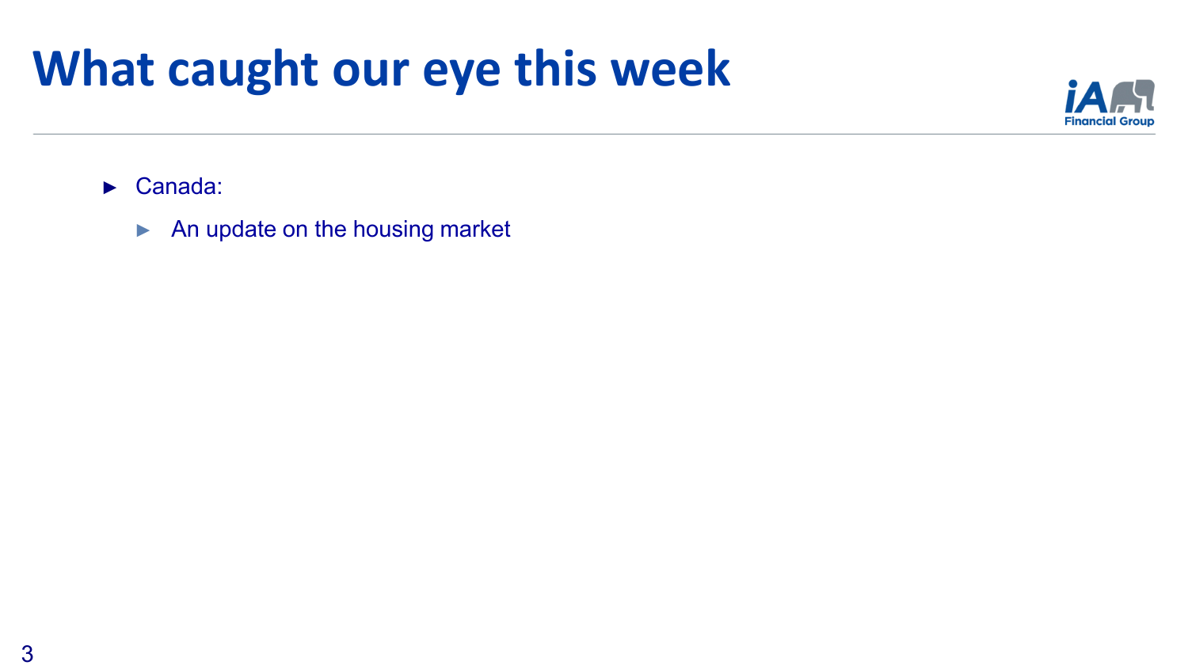# What caught our eye this week

- Canada:
  - An update on the housing market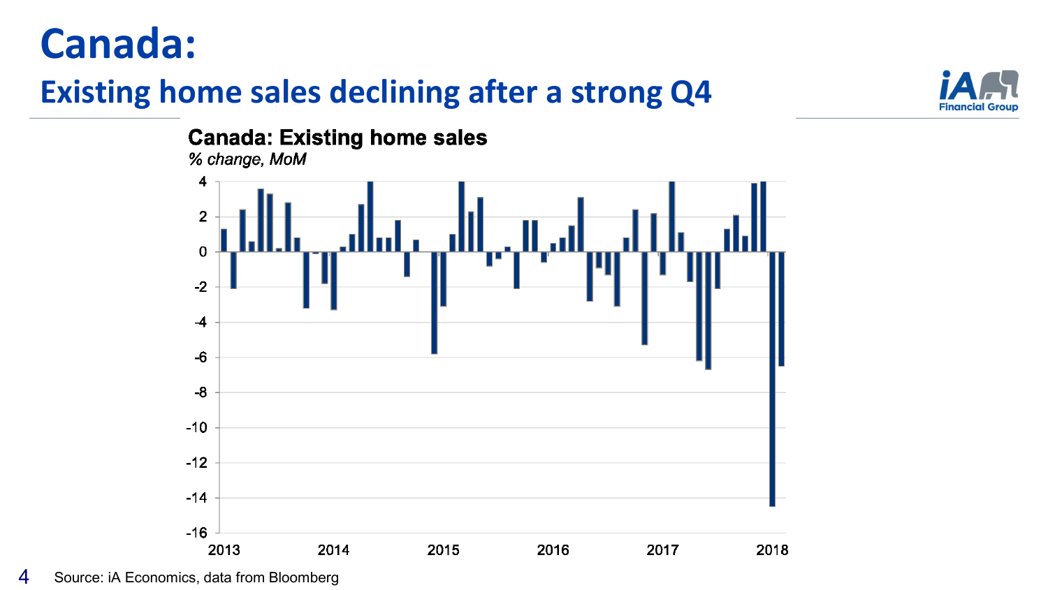# Canada:

## Existing home sales declining after a strong Q4

**Canada: Existing home sales**

*% change, MoM*

Source: iA Economics, data from Bloomberg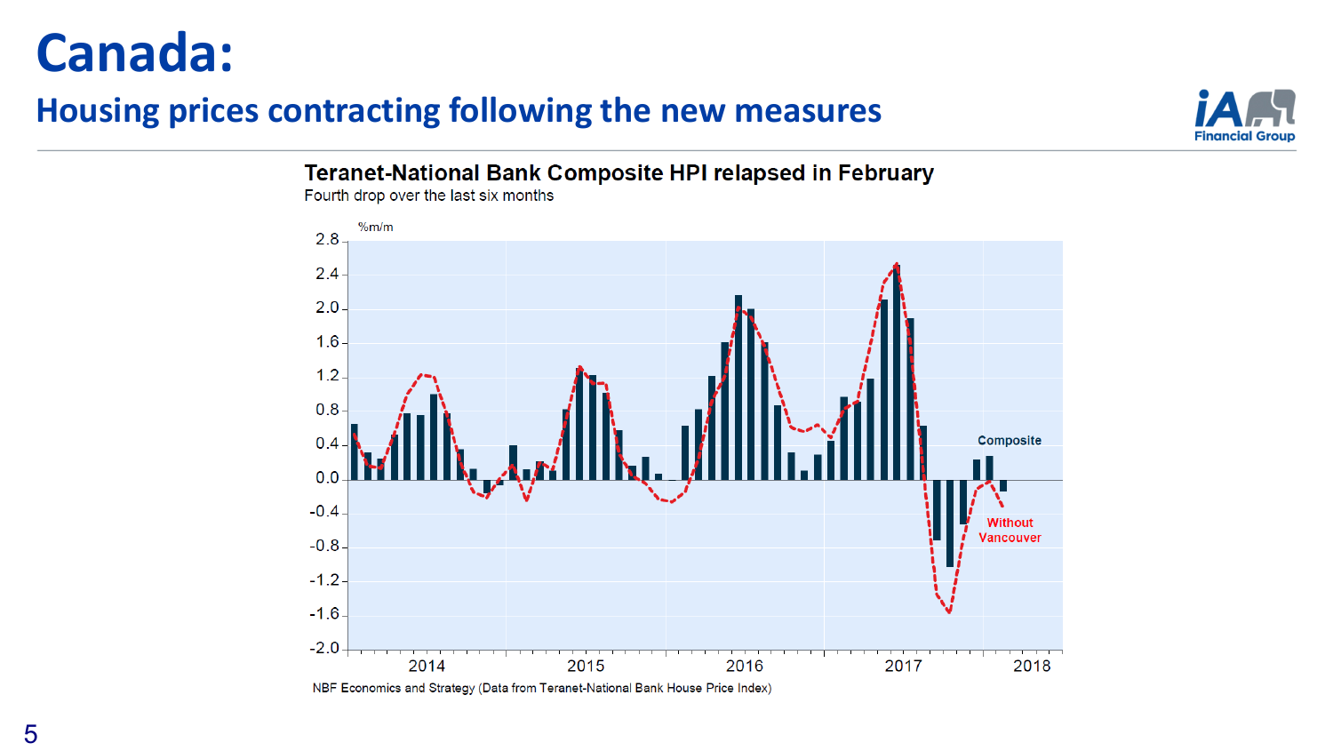# Canada:

## Housing prices contracting following the new measures

**Teranet-National Bank Composite HPI relapsed in February**

Fourth drop over the last six months

%m/m

Composite

Without Vancouver

NBF Economics and Strategy (Data from Teranet-National Bank House Price Index)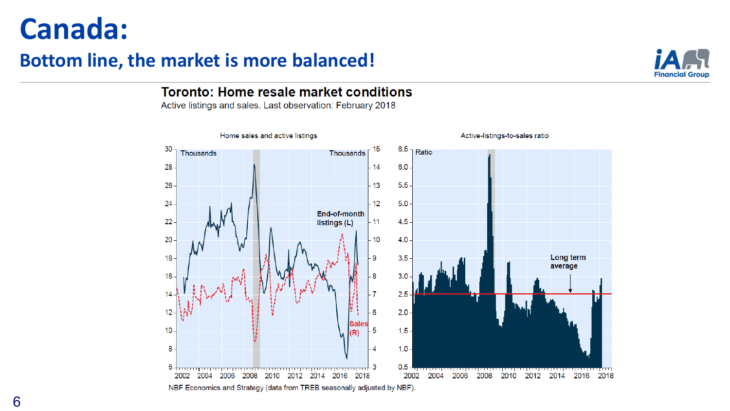# Canada:

## Bottom line, the market is more balanced!

**Toronto: Home resale market conditions**

Active listings and sales. Last observation: February 2018

NBF Economics and Strategy (data from TREB seasonally adjusted by NBF).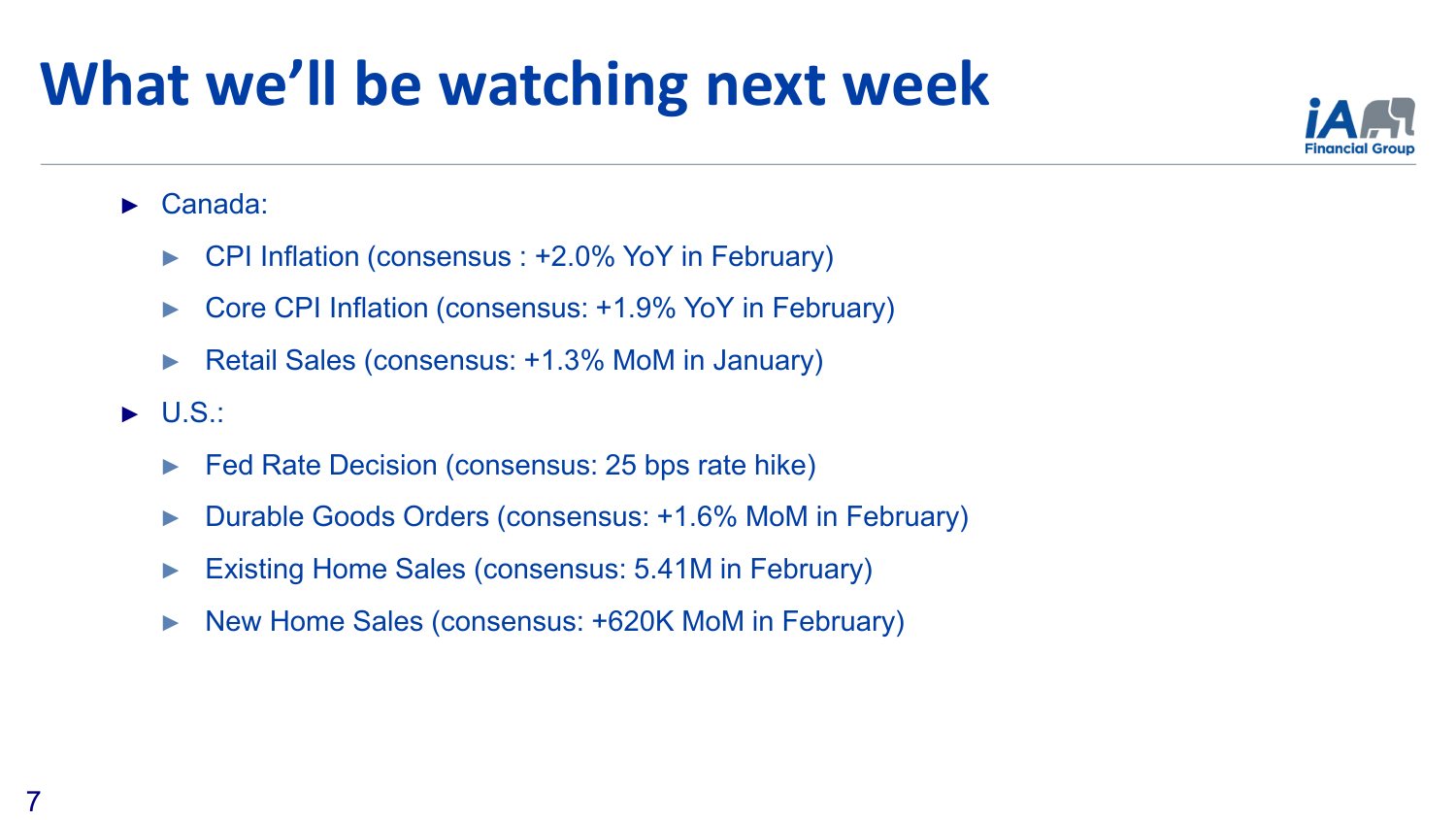# What we'll be watching next week

- Canada:
  - CPI Inflation (consensus : +2.0% YoY in February)
  - Core CPI Inflation (consensus: +1.9% YoY in February)
  - Retail Sales (consensus: +1.3% MoM in January)
- U.S.:
  - Fed Rate Decision (consensus: 25 bps rate hike)
  - Durable Goods Orders (consensus: +1.6% MoM in February)
  - Existing Home Sales (consensus: 5.41M in February)
  - New Home Sales (consensus: +620K MoM in February)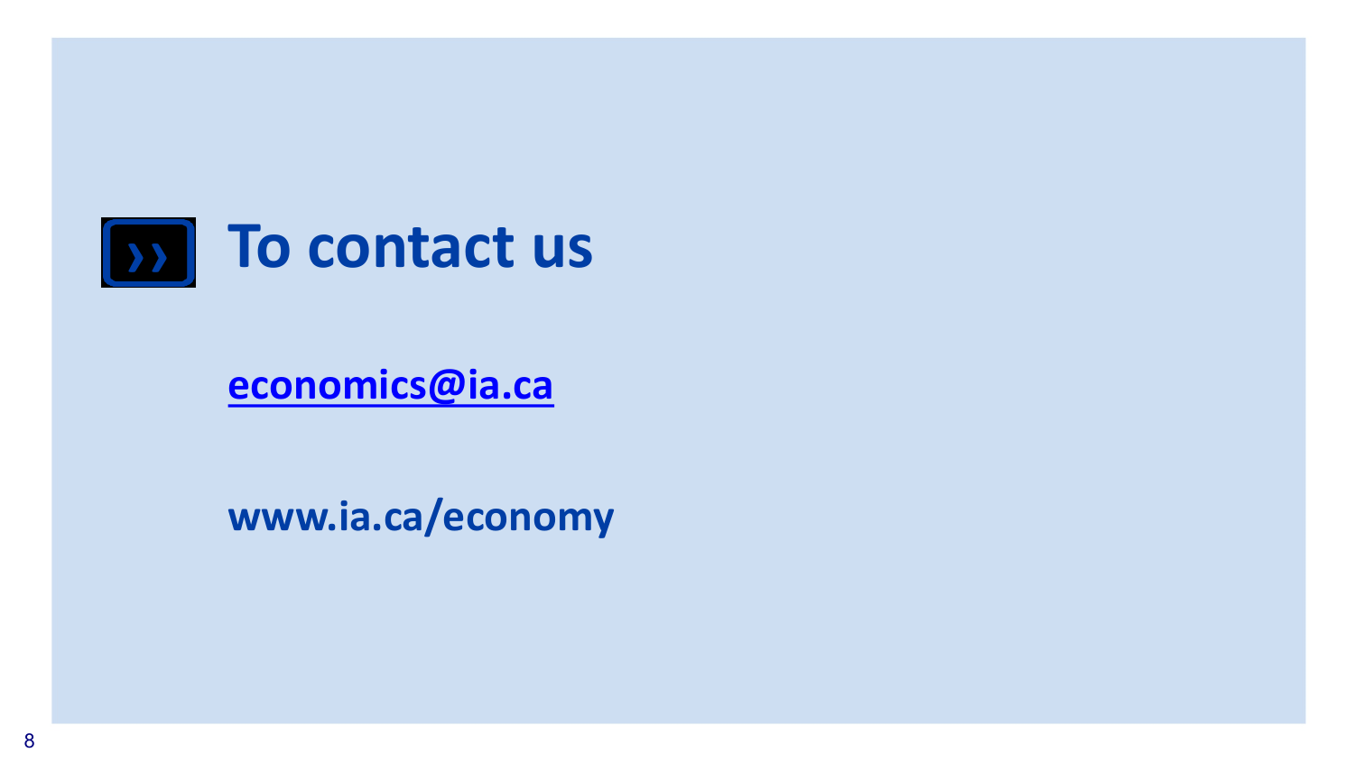# To contact us

economics@ia.ca

**www.ia.ca/economy**